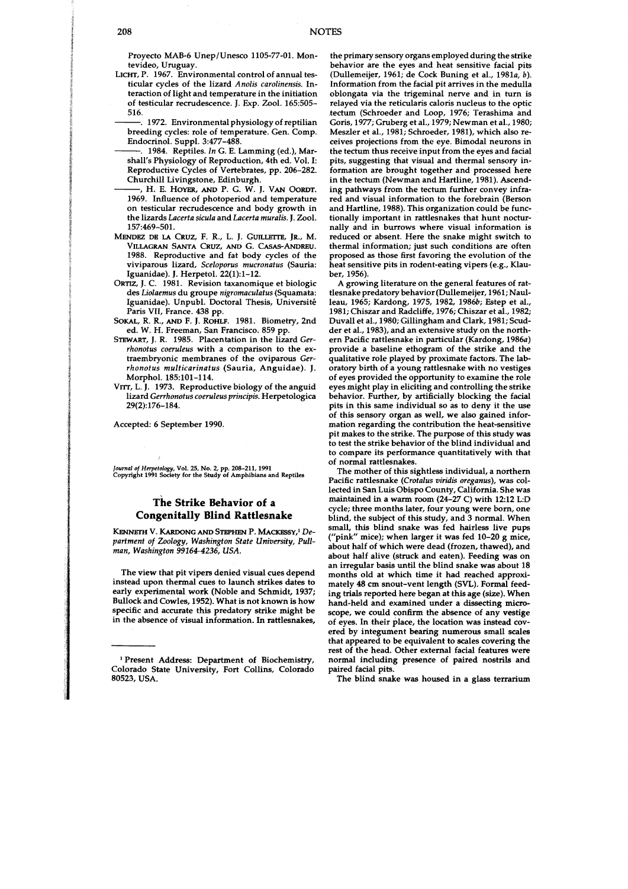Proyecto MAB-6 Unep/Unesco 1105-77-01. Montevideo, Uruguay.

LICHT, P. 1967. Environmental control of annual testicular cycles of the lizard *Anolis carolinensis*. Interaction of light and temperature in the initiation of testicular recrudescence. J. Exp. Zool. 165:505–516.

———. 1972. Environmental physiology of reptilian breeding cycles: role of temperature. Gen. Comp. Endocrinol. Suppl. 3:477–488.

———. 1984. Reptiles. *In* G. E. Lamming (ed.), Marshall's Physiology of Reproduction, 4th ed. Vol. I: Reproductive Cycles of Vertebrates, pp. 206–282. Churchill Livingstone, Edinburgh.

———, H. E. HOYER, AND P. G. W. J. VAN OORDT. 1969. Influence of photoperiod and temperature on testicular recrudescence and body growth in the lizards *Lacerta sicula* and *Lacerta muralis*. J. Zool. 157:469–501.

MENDEZ DE LA CRUZ, F. R., L. J. GUILLETTE, JR., M. VILLAGRAN SANTA CRUZ, AND G. CASAS-ANDREU. 1988. Reproductive and fat body cycles of the viviparous lizard, *Sceloporus mucronatus* (Sauria: Iguanidae). J. Herpetol. 22(1):1–12.

ORTIZ, J. C. 1981. Revision taxanomique et biologic des *Liolaemus* du groupe *nigromaculatus* (Squamata: Iguanidae). Unpubl. Doctoral Thesis, Université Paris VII, France. 438 pp.

SOKAL, R. R., AND F. J. ROHLF. 1981. Biometry, 2nd ed. W. H. Freeman, San Francisco. 859 pp.

STEWART, J. R. 1985. Placentation in the lizard *Gerrhonotus coeruleus* with a comparison to the extraembryonic membranes of the oviparous *Gerrhonotus multicarinatus* (Sauria, Anguidae). J. Morphol. 185:101–114.

VITT, L. J. 1973. Reproductive biology of the anguid lizard *Gerrhonotus coeruleus principis*. Herpetologica 29(2):176–184.

Accepted: 6 September 1990.

*Journal of Herpetology*, Vol. 25, No. 2, pp. 208–211, 1991
Copyright 1991 Society for the Study of Amphibians and Reptiles

## The Strike Behavior of a Congenitally Blind Rattlesnake

KENNETH V. KARDONG AND STEPHEN P. MACKESSY,[1] *Department of Zoology, Washington State University, Pullman, Washington 99164-4236, USA.*

The view that pit vipers denied visual cues depend instead upon thermal cues to launch strikes dates to early experimental work (Noble and Schmidt, 1937; Bullock and Cowles, 1952). What is not known is how specific and accurate this predatory strike might be in the absence of visual information. In rattlesnakes, the primary sensory organs employed during the strike behavior are the eyes and heat sensitive facial pits (Dullemeijer, 1961; de Cock Buning et al., 1981*a*, *b*). Information from the facial pit arrives in the medulla oblongata via the trigeminal nerve and in turn is relayed via the reticularis caloris nucleus to the optic tectum (Schroeder and Loop, 1976; Terashima and Goris, 1977; Gruberg et al., 1979; Newman et al., 1980; Meszler et al., 1981; Schroeder, 1981), which also receives projections from the eye. Bimodal neurons in the tectum thus receive input from the eyes and facial pits, suggesting that visual and thermal sensory information are brought together and processed here in the tectum (Newman and Hartline, 1981). Ascending pathways from the tectum further convey infrared and visual information to the forebrain (Berson and Hartline, 1988). This organization could be functionally important in rattlesnakes that hunt nocturnally and in burrows where visual information is reduced or absent. Here the snake might switch to thermal information; just such conditions are often proposed as those first favoring the evolution of the heat sensitive pits in rodent-eating vipers (e.g., Klauber, 1956).

A growing literature on the general features of rattlesnake predatory behavior (Dullemeijer, 1961; Naulleau, 1965; Kardong, 1975, 1982, 1986*b*; Estep et al., 1981; Chiszar and Radcliffe, 1976; Chiszar et al., 1982; Duvall et al., 1980; Gillingham and Clark, 1981; Scudder et al., 1983), and an extensive study on the northern Pacific rattlesnake in particular (Kardong, 1986*a*) provide a baseline ethogram of the strike and the qualitative role played by proximate factors. The laboratory birth of a young rattlesnake with no vestiges of eyes provided the opportunity to examine the role eyes might play in eliciting and controlling the strike behavior. Further, by artificially blocking the facial pits in this same individual so as to deny it the use of this sensory organ as well, we also gained information regarding the contribution the heat-sensitive pit makes to the strike. The purpose of this study was to test the strike behavior of the blind individual and to compare its performance quantitatively with that of normal rattlesnakes.

The mother of this sightless individual, a northern Pacific rattlesnake (*Crotalus viridis oreganus*), was collected in San Luis Obispo County, California. She was maintained in a warm room (24–27 C) with 12:12 L:D cycle; three months later, four young were born, one blind, the subject of this study, and 3 normal. When small, this blind snake was fed hairless live pups ("pink" mice); when larger it was fed 10–20 g mice, about half of which were dead (frozen, thawed), and about half alive (struck and eaten). Feeding was on an irregular basis until the blind snake was about 18 months old at which time it had reached approximately 48 cm snout-vent length (SVL). Formal feeding trials reported here began at this age (size). When hand-held and examined under a dissecting microscope, we could confirm the absence of any vestige of eyes. In their place, the location was instead covered by integument bearing numerous small scales that appeared to be equivalent to scales covering the rest of the head. Other external facial features were normal including presence of paired nostrils and paired facial pits.

The blind snake was housed in a glass terrarium

---

[1] Present Address: Department of Biochemistry, Colorado State University, Fort Collins, Colorado 80523, USA.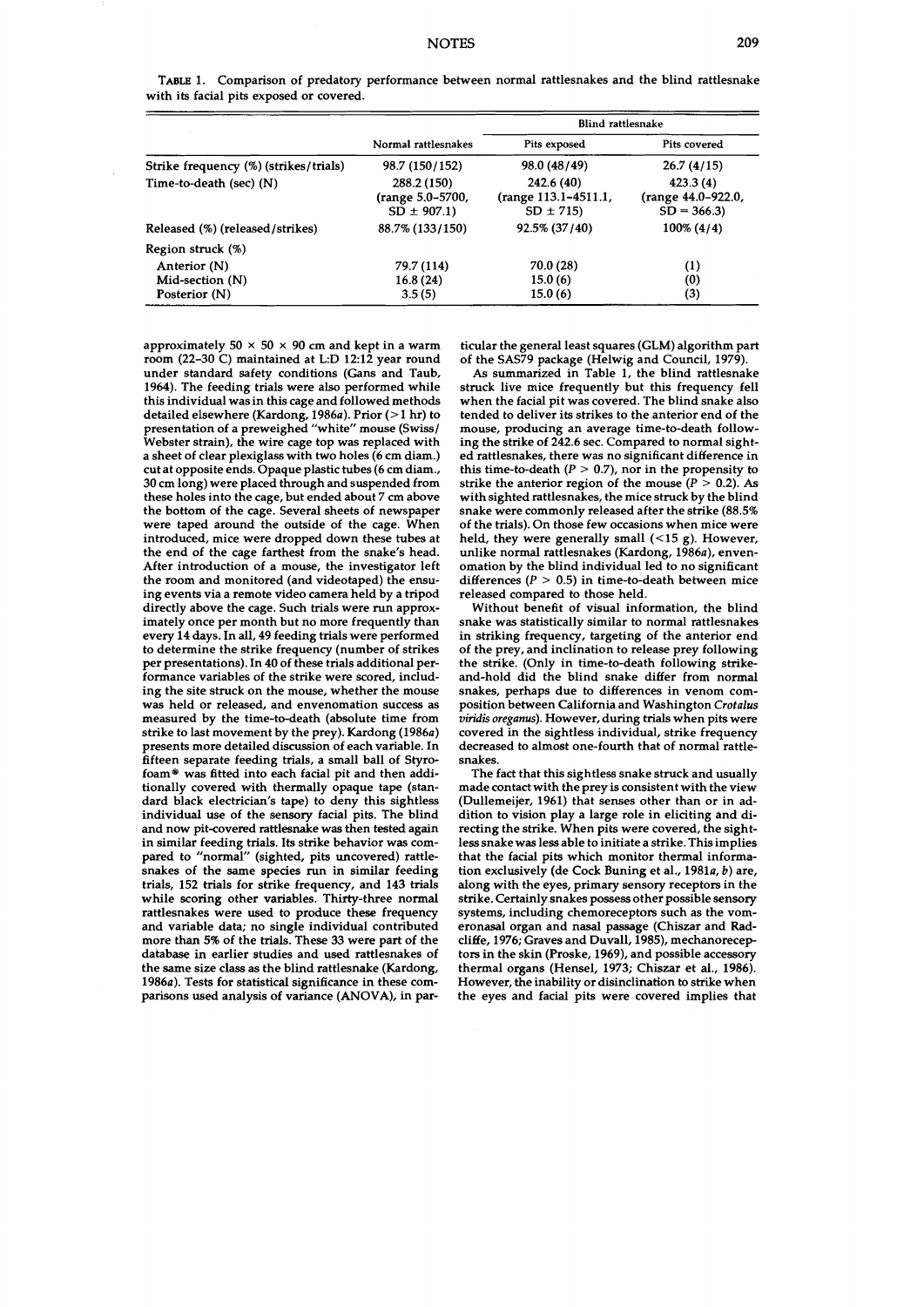TABLE 1. Comparison of predatory performance between normal rattlesnakes and the blind rattlesnake with its facial pits exposed or covered.

| | Normal rattlesnakes | Blind rattlesnake | |
|---|---|---|---|
| | | Pits exposed | Pits covered |
| Strike frequency (%) (strikes/trials) | 98.7 (150/152) | 98.0 (48/49) | 26.7 (4/15) |
| Time-to-death (sec) (N) | 288.2 (150) (range 5.0–5700, SD ± 907.1) | 242.6 (40) (range 113.1–4511.1, SD ± 715) | 423.3 (4) (range 44.0–922.0, SD = 366.3) |
| Released (%) (released/strikes) | 88.7% (133/150) | 92.5% (37/40) | 100% (4/4) |
| Region struck (%) | | | |
| Anterior (N) | 79.7 (114) | 70.0 (28) | (1) |
| Mid-section (N) | 16.8 (24) | 15.0 (6) | (0) |
| Posterior (N) | 3.5 (5) | 15.0 (6) | (3) |

approximately 50 × 50 × 90 cm and kept in a warm room (22–30 C) maintained at L:D 12:12 year round under standard safety conditions (Gans and Taub, 1964). The feeding trials were also performed while this individual was in this cage and followed methods detailed elsewhere (Kardong, 1986*a*). Prior (>1 hr) to presentation of a preweighed "white" mouse (Swiss/Webster strain), the wire cage top was replaced with a sheet of clear plexiglass with two holes (6 cm diam.) cut at opposite ends. Opaque plastic tubes (6 cm diam., 30 cm long) were placed through and suspended from these holes into the cage, but ended about 7 cm above the bottom of the cage. Several sheets of newspaper were taped around the outside of the cage. When introduced, mice were dropped down these tubes at the end of the cage farthest from the snake's head. After introduction of a mouse, the investigator left the room and monitored (and videotaped) the ensuing events via a remote video camera held by a tripod directly above the cage. Such trials were run approximately once per month but no more frequently than every 14 days. In all, 49 feeding trials were performed to determine the strike frequency (number of strikes per presentations). In 40 of these trials additional performance variables of the strike were scored, including the site struck on the mouse, whether the mouse was held or released, and envenomation success as measured by the time-to-death (absolute time from strike to last movement by the prey). Kardong (1986*a*) presents more detailed discussion of each variable. In fifteen separate feeding trials, a small ball of Styrofoam® was fitted into each facial pit and then additionally covered with thermally opaque tape (standard black electrician's tape) to deny this sightless individual use of the sensory facial pits. The blind and now pit-covered rattlesnake was then tested again in similar feeding trials. Its strike behavior was compared to "normal" (sighted, pits uncovered) rattlesnakes of the same species run in similar feeding trials, 152 trials for strike frequency, and 143 trials while scoring other variables. Thirty-three normal rattlesnakes were used to produce these frequency and variable data; no single individual contributed more than 5% of the trials. These 33 were part of the database in earlier studies and used rattlesnakes of the same size class as the blind rattlesnake (Kardong, 1986*a*). Tests for statistical significance in these comparisons used analysis of variance (ANOVA), in particular the general least squares (GLM) algorithm part of the SAS79 package (Helwig and Council, 1979).

As summarized in Table 1, the blind rattlesnake struck live mice frequently but this frequency fell when the facial pit was covered. The blind snake also tended to deliver its strikes to the anterior end of the mouse, producing an average time-to-death following the strike of 242.6 sec. Compared to normal sighted rattlesnakes, there was no significant difference in this time-to-death ($P > 0.7$), nor in the propensity to strike the anterior region of the mouse ($P > 0.2$). As with sighted rattlesnakes, the mice struck by the blind snake were commonly released after the strike (88.5% of the trials). On those few occasions when mice were held, they were generally small (<15 g). However, unlike normal rattlesnakes (Kardong, 1986*a*), envenomation by the blind individual led to no significant differences ($P > 0.5$) in time-to-death between mice released compared to those held.

Without benefit of visual information, the blind snake was statistically similar to normal rattlesnakes in striking frequency, targeting of the anterior end of the prey, and inclination to release prey following the strike. (Only in time-to-death following strike-and-hold did the blind snake differ from normal snakes, perhaps due to differences in venom composition between California and Washington *Crotalus viridis oreganus*). However, during trials when pits were covered in the sightless individual, strike frequency decreased to almost one-fourth that of normal rattlesnakes.

The fact that this sightless snake struck and usually made contact with the prey is consistent with the view (Dullemeijer, 1961) that senses other than or in addition to vision play a large role in eliciting and directing the strike. When pits were covered, the sightless snake was less able to initiate a strike. This implies that the facial pits which monitor thermal information exclusively (de Cock Buning et al., 1981*a*, *b*) are, along with the eyes, primary sensory receptors in the strike. Certainly snakes possess other possible sensory systems, including chemoreceptors such as the vomeronasal organ and nasal passage (Chiszar and Radcliffe, 1976; Graves and Duvall, 1985), mechanoreceptors in the skin (Proske, 1969), and possible accessory thermal organs (Hensel, 1973; Chiszar et al., 1986). However, the inability or disinclination to strike when the eyes and facial pits were covered implies that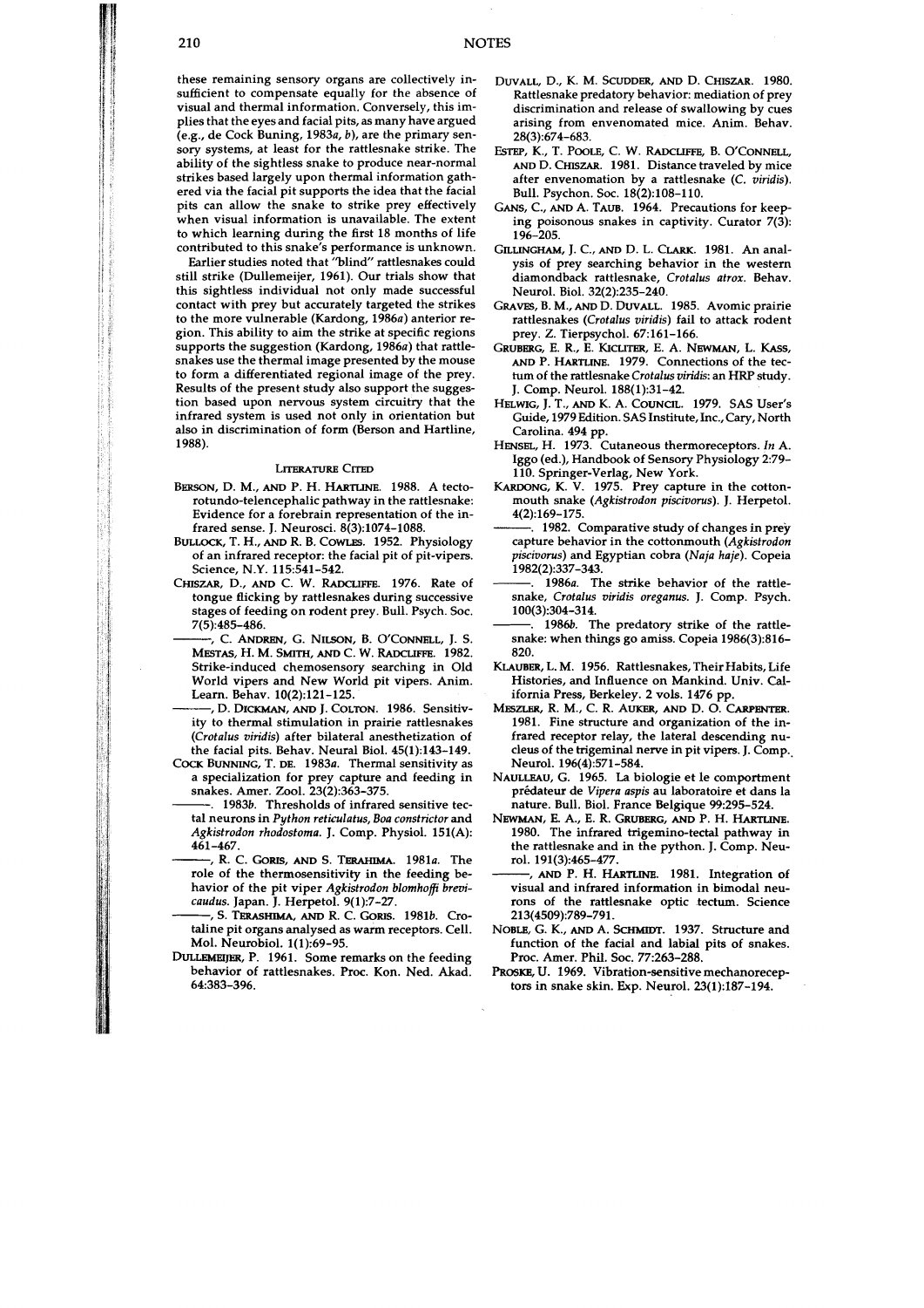these remaining sensory organs are collectively insufficient to compensate equally for the absence of visual and thermal information. Conversely, this implies that the eyes and facial pits, as many have argued (e.g., de Cock Buning, 1983*a*, *b*), are the primary sensory systems, at least for the rattlesnake strike. The ability of the sightless snake to produce near-normal strikes based largely upon thermal information gathered via the facial pit supports the idea that the facial pits can allow the snake to strike prey effectively when visual information is unavailable. The extent to which learning during the first 18 months of life contributed to this snake's performance is unknown.

Earlier studies noted that "blind" rattlesnakes could still strike (Dullemeijer, 1961). Our trials show that this sightless individual not only made successful contact with prey but accurately targeted the strikes to the more vulnerable (Kardong, 1986*a*) anterior region. This ability to aim the strike at specific regions supports the suggestion (Kardong, 1986*a*) that rattlesnakes use the thermal image presented by the mouse to form a differentiated regional image of the prey. Results of the present study also support the suggestion based upon nervous system circuitry that the infrared system is used not only in orientation but also in discrimination of form (Berson and Hartline, 1988).

## Literature Cited

Berson, D. M., and P. H. Hartline. 1988. A tecto-rotundo-telencephalic pathway in the rattlesnake: Evidence for a forebrain representation of the infrared sense. J. Neurosci. 8(3):1074–1088.

Bullock, T. H., and R. B. Cowles. 1952. Physiology of an infrared receptor: the facial pit of pit-vipers. Science, N.Y. 115:541–542.

Chiszar, D., and C. W. Radcliffe. 1976. Rate of tongue flicking by rattlesnakes during successive stages of feeding on rodent prey. Bull. Psych. Soc. 7(5):485–486.

———, C. Andren, G. Nilson, B. O'Connell, J. S. Mestas, H. M. Smith, and C. W. Radcliffe. 1982. Strike-induced chemosensory searching in Old World vipers and New World pit vipers. Anim. Learn. Behav. 10(2):121–125.

———, D. Dickman, and J. Colton. 1986. Sensitivity to thermal stimulation in prairie rattlesnakes (*Crotalus viridis*) after bilateral anesthetization of the facial pits. Behav. Neural Biol. 45(1):143–149.

Cock Bunning, T. de. 1983*a*. Thermal sensitivity as a specialization for prey capture and feeding in snakes. Amer. Zool. 23(2):363–375.

———. 1983*b*. Thresholds of infrared sensitive tectal neurons in *Python reticulatus*, *Boa constrictor* and *Agkistrodon rhodostoma*. J. Comp. Physiol. 151(A): 461–467.

———, R. C. Goris, and S. Terahima. 1981*a*. The role of the thermosensitivity in the feeding behavior of the pit viper *Agkistrodon blomhoffi brevicaudus*. Japan. J. Herpetol. 9(1):7–27.

———, S. Terashima, and R. C. Goris. 1981*b*. Crotaline pit organs analysed as warm receptors. Cell. Mol. Neurobiol. 1(1):69–95.

Dullemeijer, P. 1961. Some remarks on the feeding behavior of rattlesnakes. Proc. Kon. Ned. Akad. 64:383–396.

Duvall, D., K. M. Scudder, and D. Chiszar. 1980. Rattlesnake predatory behavior: mediation of prey discrimination and release of swallowing by cues arising from envenomated mice. Anim. Behav. 28(3):674–683.

Estep, K., T. Poole, C. W. Radcliffe, B. O'Connell, and D. Chiszar. 1981. Distance traveled by mice after envenomation by a rattlesnake (*C. viridis*). Bull. Psychon. Soc. 18(2):108–110.

Gans, C., and A. Taub. 1964. Precautions for keeping poisonous snakes in captivity. Curator 7(3): 196–205.

Gillingham, J. C., and D. L. Clark. 1981. An analysis of prey searching behavior in the western diamondback rattlesnake, *Crotalus atrox*. Behav. Neurol. Biol. 32(2):235–240.

Graves, B. M., and D. Duvall. 1985. Avomic prairie rattlesnakes (*Crotalus viridis*) fail to attack rodent prey. Z. Tierpsychol. 67:161–166.

Gruberg, E. R., E. Kicliter, E. A. Newman, L. Kass, and P. Hartline. 1979. Connections of the tectum of the rattlesnake *Crotalus viridis*: an HRP study. J. Comp. Neurol. 188(1):31–42.

Helwig, J. T., and K. A. Council. 1979. SAS User's Guide, 1979 Edition. SAS Institute, Inc., Cary, North Carolina. 494 pp.

Hensel, H. 1973. Cutaneous thermoreceptors. *In* A. Iggo (ed.), Handbook of Sensory Physiology 2:79–110. Springer-Verlag, New York.

Kardong, K. V. 1975. Prey capture in the cottonmouth snake (*Agkistrodon piscivorus*). J. Herpetol. 4(2):169–175.

———. 1982. Comparative study of changes in prey capture behavior in the cottonmouth (*Agkistrodon piscivorus*) and Egyptian cobra (*Naja haje*). Copeia 1982(2):337–343.

———. 1986*a*. The strike behavior of the rattlesnake, *Crotalus viridis oreganus*. J. Comp. Psych. 100(3):304–314.

———. 1986*b*. The predatory strike of the rattlesnake: when things go amiss. Copeia 1986(3):816–820.

Klauber, L. M. 1956. Rattlesnakes, Their Habits, Life Histories, and Influence on Mankind. Univ. California Press, Berkeley. 2 vols. 1476 pp.

Meszler, R. M., C. R. Auker, and D. O. Carpenter. 1981. Fine structure and organization of the infrared receptor relay, the lateral descending nucleus of the trigeminal nerve in pit vipers. J. Comp. Neurol. 196(4):571–584.

Naulleau, G. 1965. La biologie et le comportment prédateur de *Vipera aspis* au laboratoire et dans la nature. Bull. Biol. France Belgique 99:295–524.

Newman, E. A., E. R. Gruberg, and P. H. Hartline. 1980. The infrared trigemino-tectal pathway in the rattlesnake and in the python. J. Comp. Neurol. 191(3):465–477.

———, and P. H. Hartline. 1981. Integration of visual and infrared information in bimodal neurons of the rattlesnake optic tectum. Science 213(4509):789–791.

Noble, G. K., and A. Schmidt. 1937. Structure and function of the facial and labial pits of snakes. Proc. Amer. Phil. Soc. 77:263–288.

Proske, U. 1969. Vibration-sensitive mechanoreceptors in snake skin. Exp. Neurol. 23(1):187–194.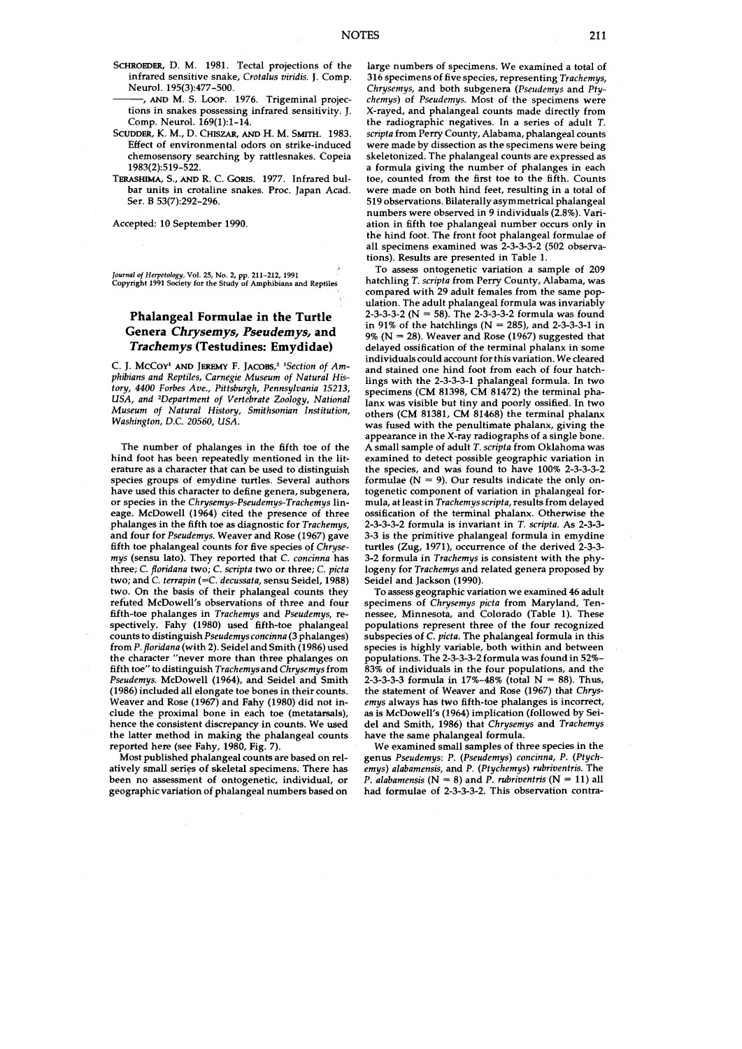SCHROEDER, D. M. 1981. Tectal projections of the infrared sensitive snake, *Crotalus viridis*. J. Comp. Neurol. 195(3):477–500.

———, AND M. S. LOOP. 1976. Trigeminal projections in snakes possessing infrared sensitivity. J. Comp. Neurol. 169(1):1–14.

SCUDDER, K. M., D. CHISZAR, AND H. M. SMITH. 1983. Effect of environmental odors on strike-induced chemosensory searching by rattlesnakes. Copeia 1983(2):519–522.

TERASHIMA, S., AND R. C. GORIS. 1977. Infrared bulbar units in crotaline snakes. Proc. Japan Acad. Ser. B 53(7):292–296.

Accepted: 10 September 1990.

*Journal of Herpetology*, Vol. 25, No. 2, pp. 211–212, 1991
Copyright 1991 Society for the Study of Amphibians and Reptiles

## Phalangeal Formulae in the Turtle Genera *Chrysemys, Pseudemys,* and *Trachemys* (Testudines: Emydidae)

C. J. MCCOY[1] AND JEREMY F. JACOBS,[2] [1]*Section of Amphibians and Reptiles, Carnegie Museum of Natural History, 4400 Forbes Ave., Pittsburgh, Pennsylvania 15213, USA, and* [2]*Department of Vertebrate Zoology, National Museum of Natural History, Smithsonian Institution, Washington, D.C. 20560, USA.*

The number of phalanges in the fifth toe of the hind foot has been repeatedly mentioned in the literature as a character that can be used to distinguish species groups of emydine turtles. Several authors have used this character to define genera, subgenera, or species in the *Chrysemys-Pseudemys-Trachemys* lineage. McDowell (1964) cited the presence of three phalanges in the fifth toe as diagnostic for *Trachemys*, and four for *Pseudemys*. Weaver and Rose (1967) gave fifth toe phalangeal counts for five species of *Chrysemys* (sensu lato). They reported that *C. concinna* has three; *C. floridana* two; *C. scripta* two or three; *C. picta* two; and *C. terrapin* (=*C. decussata*, sensu Seidel, 1988) two. On the basis of their phalangeal counts they refuted McDowell's observations of three and four fifth-toe phalanges in *Trachemys* and *Pseudemys*, respectively. Fahy (1980) used fifth-toe phalangeal counts to distinguish *Pseudemys concinna* (3 phalanges) from *P. floridana* (with 2). Seidel and Smith (1986) used the character "never more than three phalanges on fifth toe" to distinguish *Trachemys* and *Chrysemys* from *Pseudemys*. McDowell (1964), and Seidel and Smith (1986) included all elongate toe bones in their counts. Weaver and Rose (1967) and Fahy (1980) did not include the proximal bone in each toe (metatarsals), hence the consistent discrepancy in counts. We used the latter method in making the phalangeal counts reported here (see Fahy, 1980, Fig. 7).

Most published phalangeal counts are based on relatively small series of skeletal specimens. There has been no assessment of ontogenetic, individual, or geographic variation of phalangeal numbers based on large numbers of specimens. We examined a total of 316 specimens of five species, representing *Trachemys*, *Chrysemys*, and both subgenera (*Pseudemys* and *Ptychemys*) of *Pseudemys*. Most of the specimens were X-rayed, and phalangeal counts made directly from the radiographic negatives. In a series of adult *T. scripta* from Perry County, Alabama, phalangeal counts were made by dissection as the specimens were being skeletonized. The phalangeal counts are expressed as a formula giving the number of phalanges in each toe, counted from the first toe to the fifth. Counts were made on both hind feet, resulting in a total of 519 observations. Bilaterally asymmetrical phalangeal numbers were observed in 9 individuals (2.8%). Variation in fifth toe phalangeal number occurs only in the hind foot. The front foot phalangeal formulae of all specimens examined was 2-3-3-3-2 (502 observations). Results are presented in Table 1.

To assess ontogenetic variation a sample of 209 hatchling *T. scripta* from Perry County, Alabama, was compared with 29 adult females from the same population. The adult phalangeal formula was invariably 2-3-3-3-2 (N = 58). The 2-3-3-3-2 formula was found in 91% of the hatchlings (N = 285), and 2-3-3-3-1 in 9% (N = 28). Weaver and Rose (1967) suggested that delayed ossification of the terminal phalanx in some individuals could account for this variation. We cleared and stained one hind foot from each of four hatchlings with the 2-3-3-3-1 phalangeal formula. In two specimens (CM 81398, CM 81472) the terminal phalanx was visible but tiny and poorly ossified. In two others (CM 81381, CM 81468) the terminal phalanx was fused with the penultimate phalanx, giving the appearance in the X-ray radiographs of a single bone. A small sample of adult *T. scripta* from Oklahoma was examined to detect possible geographic variation in the species, and was found to have 100% 2-3-3-3-2 formulae (N = 9). Our results indicate the only ontogenetic component of variation in phalangeal formula, at least in *Trachemys scripta*, results from delayed ossification of the terminal phalanx. Otherwise the 2-3-3-3-2 formula is invariant in *T. scripta*. As 2-3-3-3-3 is the primitive phalangeal formula in emydine turtles (Zug, 1971), occurrence of the derived 2-3-3-3-2 formula in *Trachemys* is consistent with the phylogeny for *Trachemys* and related genera proposed by Seidel and Jackson (1990).

To assess geographic variation we examined 46 adult specimens of *Chrysemys picta* from Maryland, Tennessee, Minnesota, and Colorado (Table 1). These populations represent three of the four recognized subspecies of *C. picta*. The phalangeal formula in this species is highly variable, both within and between populations. The 2-3-3-3-2 formula was found in 52%–83% of individuals in the four populations, and the 2-3-3-3-3 formula in 17%–48% (total N = 88). Thus, the statement of Weaver and Rose (1967) that *Chrysemys* always has two fifth-toe phalanges is incorrect, as is McDowell's (1964) implication (followed by Seidel and Smith, 1986) that *Chrysemys* and *Trachemys* have the same phalangeal formula.

We examined small samples of three species in the genus *Pseudemys*: *P.* (*Pseudemys*) *concinna*, *P.* (*Ptychemys*) *alabamensis*, and *P.* (*Ptychemys*) *rubriventris*. The *P. alabamensis* (N = 8) and *P. rubriventris* (N = 11) all had formulae of 2-3-3-3-2. This observation contra-